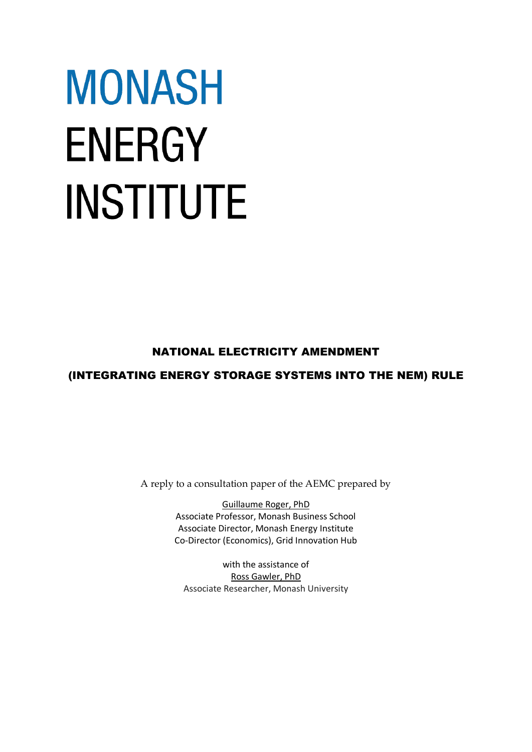# MONASH ENERGY INSTITUTE

## NATIONAL ELECTRICITY AMENDMENT

## (INTEGRATING ENERGY STORAGE SYSTEMS INTO THE NEM) RULE

A reply to a consultation paper of the AEMC prepared by

Guillaume Roger, PhD
Associate Professor, Monash Business School
Associate Director, Monash Energy Institute
Co-Director (Economics), Grid Innovation Hub

with the assistance of
Ross Gawler, PhD
Associate Researcher, Monash University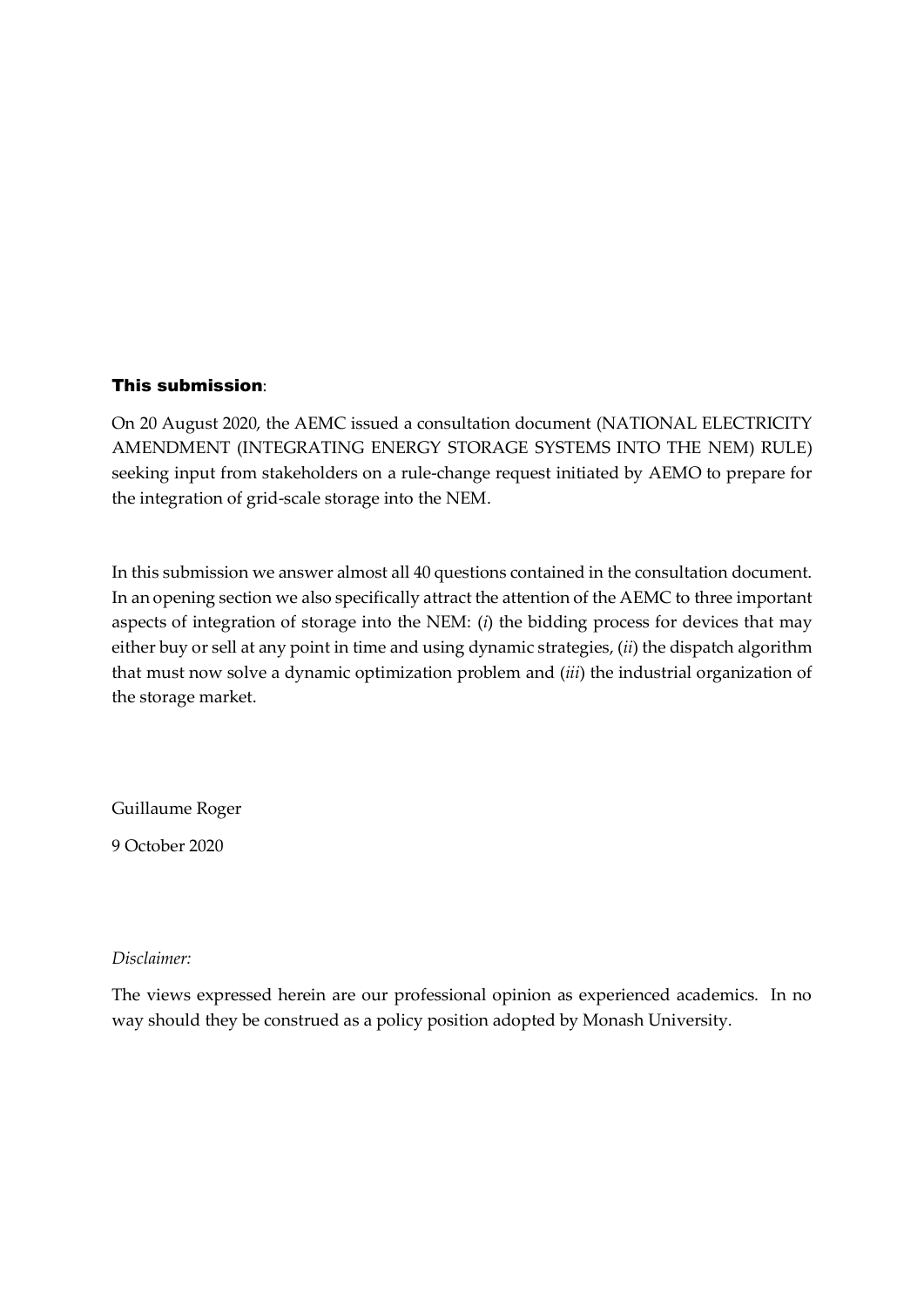**This submission**:

On 20 August 2020, the AEMC issued a consultation document (NATIONAL ELECTRICITY AMENDMENT (INTEGRATING ENERGY STORAGE SYSTEMS INTO THE NEM) RULE) seeking input from stakeholders on a rule-change request initiated by AEMO to prepare for the integration of grid-scale storage into the NEM.

In this submission we answer almost all 40 questions contained in the consultation document. In an opening section we also specifically attract the attention of the AEMC to three important aspects of integration of storage into the NEM: (*i*) the bidding process for devices that may either buy or sell at any point in time and using dynamic strategies, (*ii*) the dispatch algorithm that must now solve a dynamic optimization problem and (*iii*) the industrial organization of the storage market.

Guillaume Roger

9 October 2020

*Disclaimer:*

The views expressed herein are our professional opinion as experienced academics. In no way should they be construed as a policy position adopted by Monash University.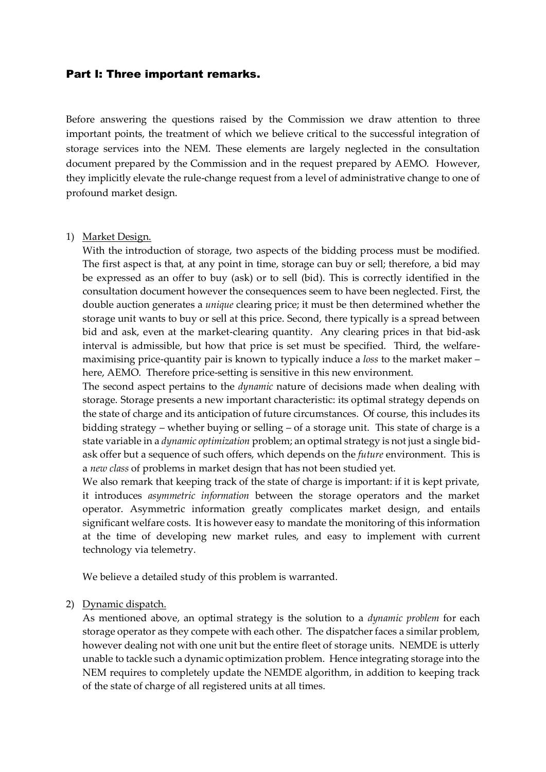## Part I: Three important remarks.

Before answering the questions raised by the Commission we draw attention to three important points, the treatment of which we believe critical to the successful integration of storage services into the NEM. These elements are largely neglected in the consultation document prepared by the Commission and in the request prepared by AEMO. However, they implicitly elevate the rule-change request from a level of administrative change to one of profound market design.

1) Market Design.

   With the introduction of storage, two aspects of the bidding process must be modified. The first aspect is that, at any point in time, storage can buy or sell; therefore, a bid may be expressed as an offer to buy (ask) or to sell (bid). This is correctly identified in the consultation document however the consequences seem to have been neglected. First, the double auction generates a *unique* clearing price; it must be then determined whether the storage unit wants to buy or sell at this price. Second, there typically is a spread between bid and ask, even at the market-clearing quantity. Any clearing prices in that bid-ask interval is admissible, but how that price is set must be specified. Third, the welfare-maximising price-quantity pair is known to typically induce a *loss* to the market maker – here, AEMO. Therefore price-setting is sensitive in this new environment.

   The second aspect pertains to the *dynamic* nature of decisions made when dealing with storage. Storage presents a new important characteristic: its optimal strategy depends on the state of charge and its anticipation of future circumstances. Of course, this includes its bidding strategy – whether buying or selling – of a storage unit. This state of charge is a state variable in a *dynamic optimization* problem; an optimal strategy is not just a single bid-ask offer but a sequence of such offers, which depends on the *future* environment. This is a *new class* of problems in market design that has not been studied yet.

   We also remark that keeping track of the state of charge is important: if it is kept private, it introduces *asymmetric information* between the storage operators and the market operator. Asymmetric information greatly complicates market design, and entails significant welfare costs. It is however easy to mandate the monitoring of this information at the time of developing new market rules, and easy to implement with current technology via telemetry.

   We believe a detailed study of this problem is warranted.

2) Dynamic dispatch.

   As mentioned above, an optimal strategy is the solution to a *dynamic problem* for each storage operator as they compete with each other. The dispatcher faces a similar problem, however dealing not with one unit but the entire fleet of storage units. NEMDE is utterly unable to tackle such a dynamic optimization problem. Hence integrating storage into the NEM requires to completely update the NEMDE algorithm, in addition to keeping track of the state of charge of all registered units at all times.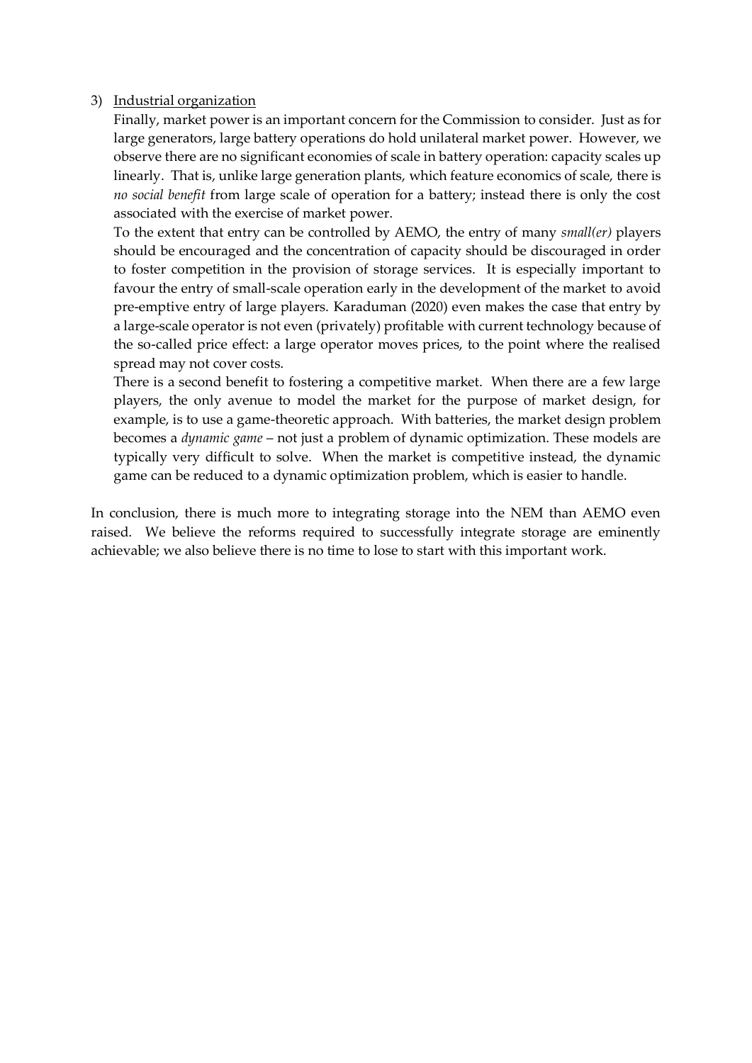3) <u>Industrial organization</u>

   Finally, market power is an important concern for the Commission to consider. Just as for large generators, large battery operations do hold unilateral market power. However, we observe there are no significant economies of scale in battery operation: capacity scales up linearly. That is, unlike large generation plants, which feature economics of scale, there is *no social benefit* from large scale of operation for a battery; instead there is only the cost associated with the exercise of market power.

   To the extent that entry can be controlled by AEMO, the entry of many *small(er)* players should be encouraged and the concentration of capacity should be discouraged in order to foster competition in the provision of storage services. It is especially important to favour the entry of small-scale operation early in the development of the market to avoid pre-emptive entry of large players. Karaduman (2020) even makes the case that entry by a large-scale operator is not even (privately) profitable with current technology because of the so-called price effect: a large operator moves prices, to the point where the realised spread may not cover costs.

   There is a second benefit to fostering a competitive market. When there are a few large players, the only avenue to model the market for the purpose of market design, for example, is to use a game-theoretic approach. With batteries, the market design problem becomes a *dynamic game* – not just a problem of dynamic optimization. These models are typically very difficult to solve. When the market is competitive instead, the dynamic game can be reduced to a dynamic optimization problem, which is easier to handle.

In conclusion, there is much more to integrating storage into the NEM than AEMO even raised. We believe the reforms required to successfully integrate storage are eminently achievable; we also believe there is no time to lose to start with this important work.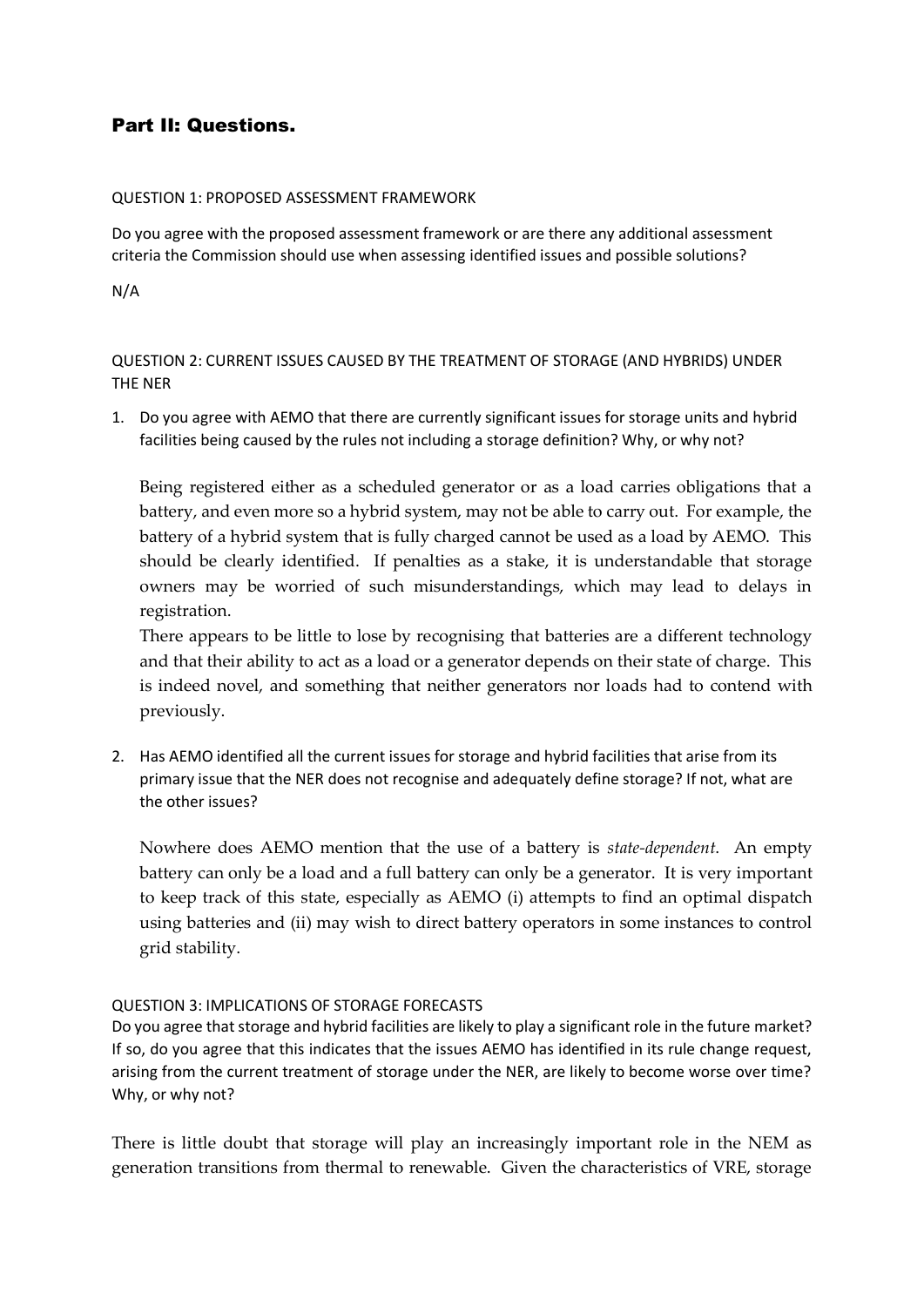## Part II: Questions.

QUESTION 1: PROPOSED ASSESSMENT FRAMEWORK

Do you agree with the proposed assessment framework or are there any additional assessment criteria the Commission should use when assessing identified issues and possible solutions?

N/A

QUESTION 2: CURRENT ISSUES CAUSED BY THE TREATMENT OF STORAGE (AND HYBRIDS) UNDER THE NER

1. Do you agree with AEMO that there are currently significant issues for storage units and hybrid facilities being caused by the rules not including a storage definition? Why, or why not?

   Being registered either as a scheduled generator or as a load carries obligations that a battery, and even more so a hybrid system, may not be able to carry out. For example, the battery of a hybrid system that is fully charged cannot be used as a load by AEMO. This should be clearly identified. If penalties as a stake, it is understandable that storage owners may be worried of such misunderstandings, which may lead to delays in registration.

   There appears to be little to lose by recognising that batteries are a different technology and that their ability to act as a load or a generator depends on their state of charge. This is indeed novel, and something that neither generators nor loads had to contend with previously.

2. Has AEMO identified all the current issues for storage and hybrid facilities that arise from its primary issue that the NER does not recognise and adequately define storage? If not, what are the other issues?

   Nowhere does AEMO mention that the use of a battery is *state-dependent*. An empty battery can only be a load and a full battery can only be a generator. It is very important to keep track of this state, especially as AEMO (i) attempts to find an optimal dispatch using batteries and (ii) may wish to direct battery operators in some instances to control grid stability.

QUESTION 3: IMPLICATIONS OF STORAGE FORECASTS

Do you agree that storage and hybrid facilities are likely to play a significant role in the future market? If so, do you agree that this indicates that the issues AEMO has identified in its rule change request, arising from the current treatment of storage under the NER, are likely to become worse over time? Why, or why not?

There is little doubt that storage will play an increasingly important role in the NEM as generation transitions from thermal to renewable. Given the characteristics of VRE, storage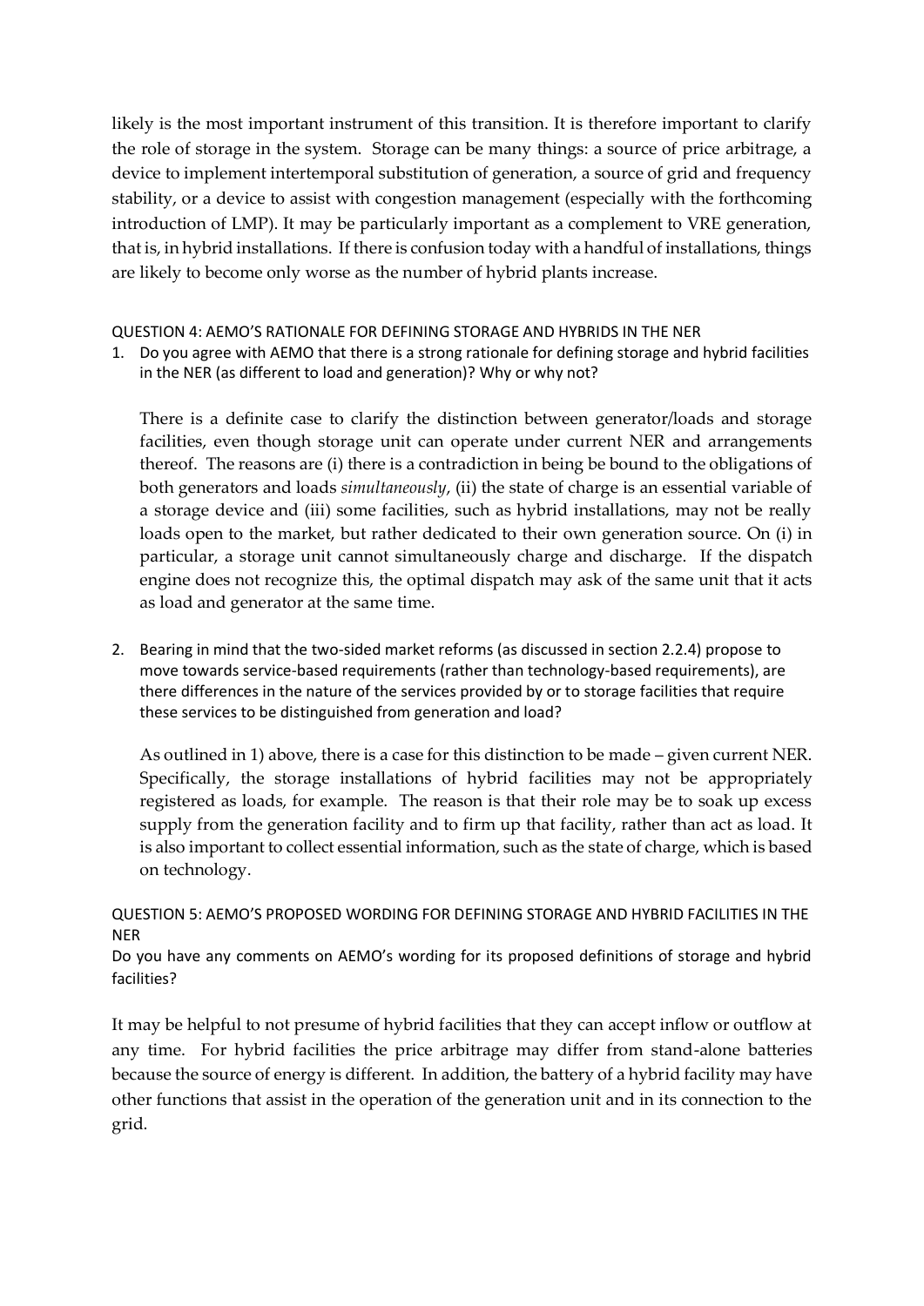likely is the most important instrument of this transition. It is therefore important to clarify the role of storage in the system. Storage can be many things: a source of price arbitrage, a device to implement intertemporal substitution of generation, a source of grid and frequency stability, or a device to assist with congestion management (especially with the forthcoming introduction of LMP). It may be particularly important as a complement to VRE generation, that is, in hybrid installations. If there is confusion today with a handful of installations, things are likely to become only worse as the number of hybrid plants increase.

QUESTION 4: AEMO'S RATIONALE FOR DEFINING STORAGE AND HYBRIDS IN THE NER

1. Do you agree with AEMO that there is a strong rationale for defining storage and hybrid facilities in the NER (as different to load and generation)? Why or why not?

   There is a definite case to clarify the distinction between generator/loads and storage facilities, even though storage unit can operate under current NER and arrangements thereof. The reasons are (i) there is a contradiction in being be bound to the obligations of both generators and loads *simultaneously*, (ii) the state of charge is an essential variable of a storage device and (iii) some facilities, such as hybrid installations, may not be really loads open to the market, but rather dedicated to their own generation source. On (i) in particular, a storage unit cannot simultaneously charge and discharge. If the dispatch engine does not recognize this, the optimal dispatch may ask of the same unit that it acts as load and generator at the same time.

2. Bearing in mind that the two-sided market reforms (as discussed in section 2.2.4) propose to move towards service-based requirements (rather than technology-based requirements), are there differences in the nature of the services provided by or to storage facilities that require these services to be distinguished from generation and load?

   As outlined in 1) above, there is a case for this distinction to be made – given current NER. Specifically, the storage installations of hybrid facilities may not be appropriately registered as loads, for example. The reason is that their role may be to soak up excess supply from the generation facility and to firm up that facility, rather than act as load. It is also important to collect essential information, such as the state of charge, which is based on technology.

QUESTION 5: AEMO'S PROPOSED WORDING FOR DEFINING STORAGE AND HYBRID FACILITIES IN THE NER

Do you have any comments on AEMO's wording for its proposed definitions of storage and hybrid facilities?

It may be helpful to not presume of hybrid facilities that they can accept inflow or outflow at any time. For hybrid facilities the price arbitrage may differ from stand-alone batteries because the source of energy is different. In addition, the battery of a hybrid facility may have other functions that assist in the operation of the generation unit and in its connection to the grid.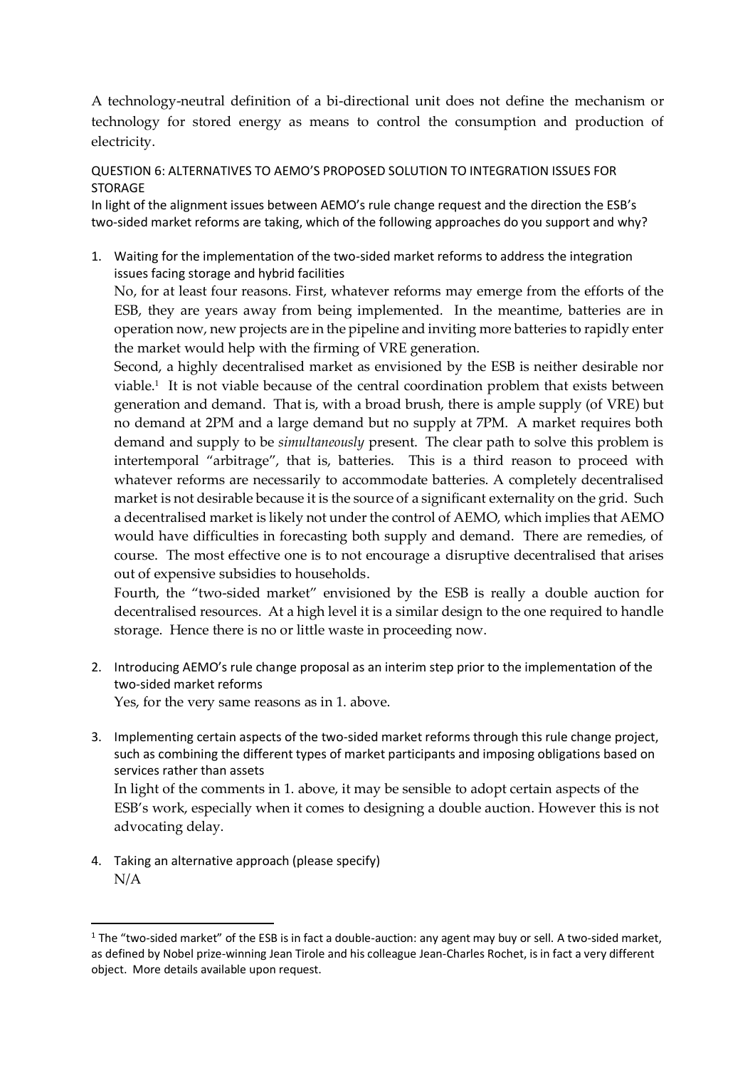A technology-neutral definition of a bi-directional unit does not define the mechanism or technology for stored energy as means to control the consumption and production of electricity.

QUESTION 6: ALTERNATIVES TO AEMO'S PROPOSED SOLUTION TO INTEGRATION ISSUES FOR STORAGE

In light of the alignment issues between AEMO's rule change request and the direction the ESB's two-sided market reforms are taking, which of the following approaches do you support and why?

1. Waiting for the implementation of the two-sided market reforms to address the integration issues facing storage and hybrid facilities

   No, for at least four reasons. First, whatever reforms may emerge from the efforts of the ESB, they are years away from being implemented. In the meantime, batteries are in operation now, new projects are in the pipeline and inviting more batteries to rapidly enter the market would help with the firming of VRE generation.

   Second, a highly decentralised market as envisioned by the ESB is neither desirable nor viable.[1] It is not viable because of the central coordination problem that exists between generation and demand. That is, with a broad brush, there is ample supply (of VRE) but no demand at 2PM and a large demand but no supply at 7PM. A market requires both demand and supply to be *simultaneously* present. The clear path to solve this problem is intertemporal "arbitrage", that is, batteries. This is a third reason to proceed with whatever reforms are necessarily to accommodate batteries. A completely decentralised market is not desirable because it is the source of a significant externality on the grid. Such a decentralised market is likely not under the control of AEMO, which implies that AEMO would have difficulties in forecasting both supply and demand. There are remedies, of course. The most effective one is to not encourage a disruptive decentralised that arises out of expensive subsidies to households.

   Fourth, the "two-sided market" envisioned by the ESB is really a double auction for decentralised resources. At a high level it is a similar design to the one required to handle storage. Hence there is no or little waste in proceeding now.

2. Introducing AEMO's rule change proposal as an interim step prior to the implementation of the two-sided market reforms

   Yes, for the very same reasons as in 1. above.

3. Implementing certain aspects of the two-sided market reforms through this rule change project, such as combining the different types of market participants and imposing obligations based on services rather than assets

   In light of the comments in 1. above, it may be sensible to adopt certain aspects of the ESB's work, especially when it comes to designing a double auction. However this is not advocating delay.

4. Taking an alternative approach (please specify)

   N/A

---

[1] The "two-sided market" of the ESB is in fact a double-auction: any agent may buy or sell. A two-sided market, as defined by Nobel prize-winning Jean Tirole and his colleague Jean-Charles Rochet, is in fact a very different object. More details available upon request.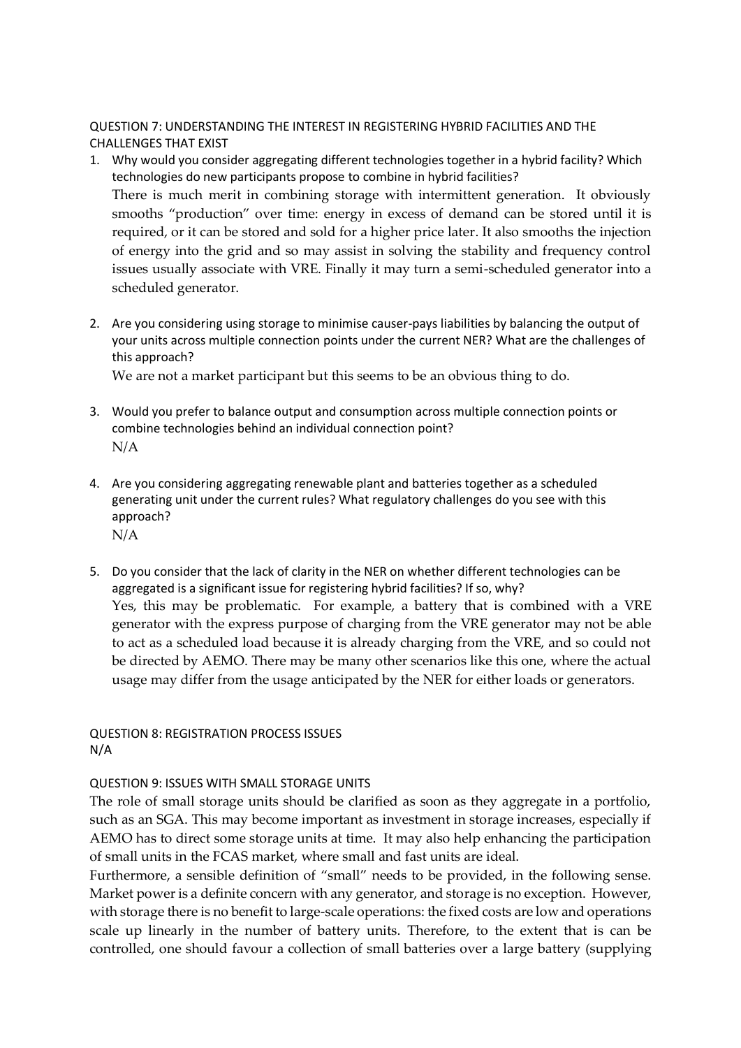QUESTION 7: UNDERSTANDING THE INTEREST IN REGISTERING HYBRID FACILITIES AND THE CHALLENGES THAT EXIST

1. Why would you consider aggregating different technologies together in a hybrid facility? Which technologies do new participants propose to combine in hybrid facilities?

   There is much merit in combining storage with intermittent generation. It obviously smooths "production" over time: energy in excess of demand can be stored until it is required, or it can be stored and sold for a higher price later. It also smooths the injection of energy into the grid and so may assist in solving the stability and frequency control issues usually associate with VRE. Finally it may turn a semi-scheduled generator into a scheduled generator.

2. Are you considering using storage to minimise causer-pays liabilities by balancing the output of your units across multiple connection points under the current NER? What are the challenges of this approach?

   We are not a market participant but this seems to be an obvious thing to do.

3. Would you prefer to balance output and consumption across multiple connection points or combine technologies behind an individual connection point?

   N/A

4. Are you considering aggregating renewable plant and batteries together as a scheduled generating unit under the current rules? What regulatory challenges do you see with this approach?

   N/A

5. Do you consider that the lack of clarity in the NER on whether different technologies can be aggregated is a significant issue for registering hybrid facilities? If so, why?

   Yes, this may be problematic. For example, a battery that is combined with a VRE generator with the express purpose of charging from the VRE generator may not be able to act as a scheduled load because it is already charging from the VRE, and so could not be directed by AEMO. There may be many other scenarios like this one, where the actual usage may differ from the usage anticipated by the NER for either loads or generators.

QUESTION 8: REGISTRATION PROCESS ISSUES

N/A

QUESTION 9: ISSUES WITH SMALL STORAGE UNITS

The role of small storage units should be clarified as soon as they aggregate in a portfolio, such as an SGA. This may become important as investment in storage increases, especially if AEMO has to direct some storage units at time. It may also help enhancing the participation of small units in the FCAS market, where small and fast units are ideal.

Furthermore, a sensible definition of "small" needs to be provided, in the following sense. Market power is a definite concern with any generator, and storage is no exception. However, with storage there is no benefit to large-scale operations: the fixed costs are low and operations scale up linearly in the number of battery units. Therefore, to the extent that is can be controlled, one should favour a collection of small batteries over a large battery (supplying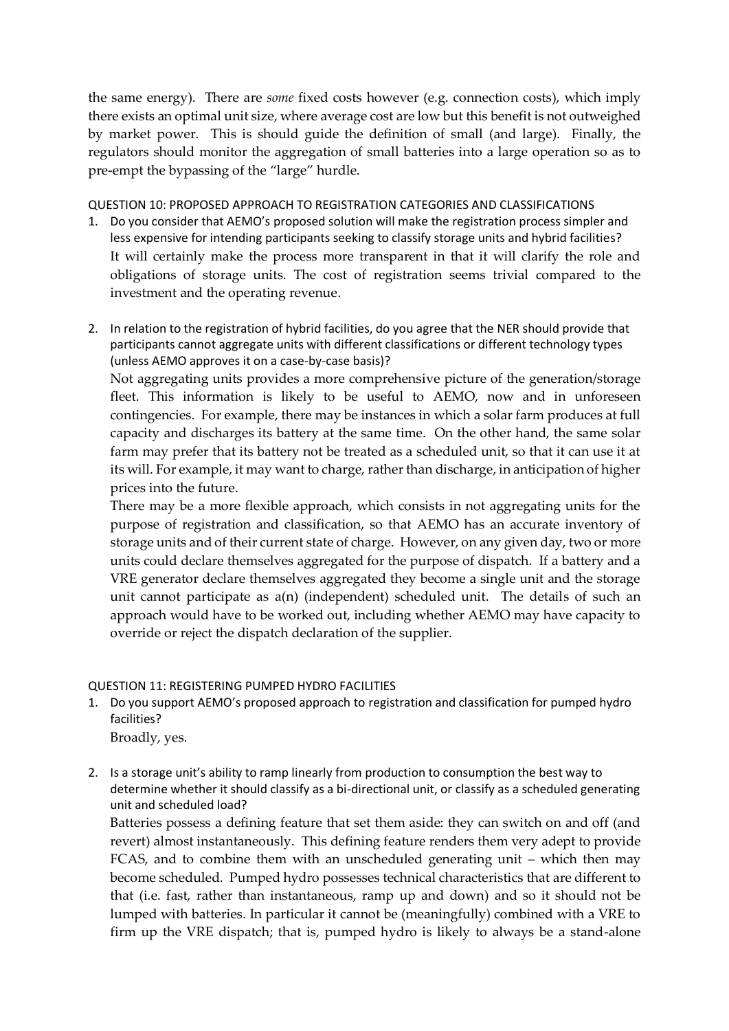the same energy). There are *some* fixed costs however (e.g. connection costs), which imply there exists an optimal unit size, where average cost are low but this benefit is not outweighed by market power. This is should guide the definition of small (and large). Finally, the regulators should monitor the aggregation of small batteries into a large operation so as to pre-empt the bypassing of the "large" hurdle.

QUESTION 10: PROPOSED APPROACH TO REGISTRATION CATEGORIES AND CLASSIFICATIONS

1. Do you consider that AEMO's proposed solution will make the registration process simpler and less expensive for intending participants seeking to classify storage units and hybrid facilities?

   It will certainly make the process more transparent in that it will clarify the role and obligations of storage units. The cost of registration seems trivial compared to the investment and the operating revenue.

2. In relation to the registration of hybrid facilities, do you agree that the NER should provide that participants cannot aggregate units with different classifications or different technology types (unless AEMO approves it on a case-by-case basis)?

   Not aggregating units provides a more comprehensive picture of the generation/storage fleet. This information is likely to be useful to AEMO, now and in unforeseen contingencies. For example, there may be instances in which a solar farm produces at full capacity and discharges its battery at the same time. On the other hand, the same solar farm may prefer that its battery not be treated as a scheduled unit, so that it can use it at its will. For example, it may want to charge, rather than discharge, in anticipation of higher prices into the future.

   There may be a more flexible approach, which consists in not aggregating units for the purpose of registration and classification, so that AEMO has an accurate inventory of storage units and of their current state of charge. However, on any given day, two or more units could declare themselves aggregated for the purpose of dispatch. If a battery and a VRE generator declare themselves aggregated they become a single unit and the storage unit cannot participate as a(n) (independent) scheduled unit. The details of such an approach would have to be worked out, including whether AEMO may have capacity to override or reject the dispatch declaration of the supplier.

QUESTION 11: REGISTERING PUMPED HYDRO FACILITIES

1. Do you support AEMO's proposed approach to registration and classification for pumped hydro facilities?

   Broadly, yes.

2. Is a storage unit's ability to ramp linearly from production to consumption the best way to determine whether it should classify as a bi-directional unit, or classify as a scheduled generating unit and scheduled load?

   Batteries possess a defining feature that set them aside: they can switch on and off (and revert) almost instantaneously. This defining feature renders them very adept to provide FCAS, and to combine them with an unscheduled generating unit – which then may become scheduled. Pumped hydro possesses technical characteristics that are different to that (i.e. fast, rather than instantaneous, ramp up and down) and so it should not be lumped with batteries. In particular it cannot be (meaningfully) combined with a VRE to firm up the VRE dispatch; that is, pumped hydro is likely to always be a stand-alone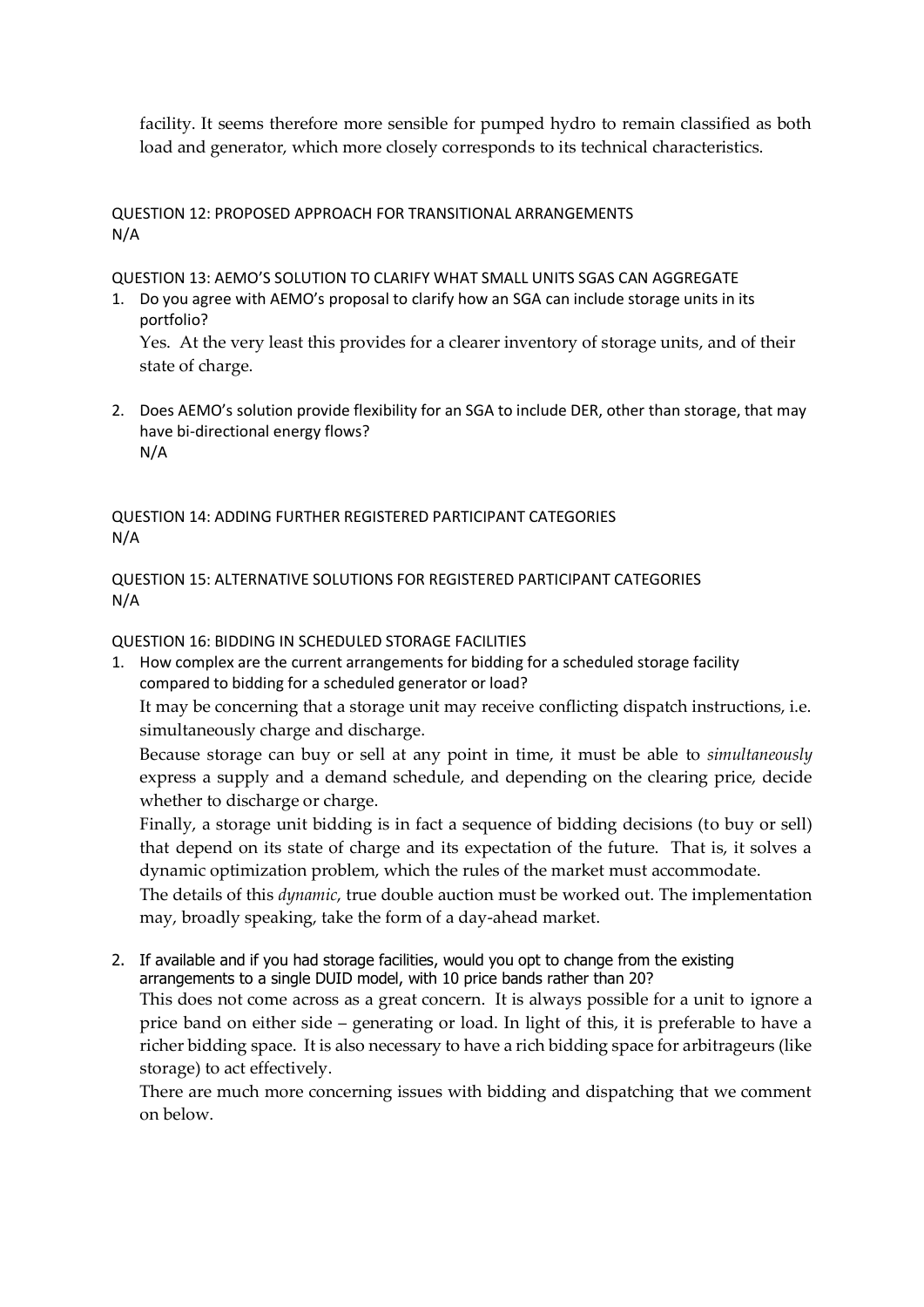facility. It seems therefore more sensible for pumped hydro to remain classified as both load and generator, which more closely corresponds to its technical characteristics.

QUESTION 12: PROPOSED APPROACH FOR TRANSITIONAL ARRANGEMENTS
N/A

QUESTION 13: AEMO'S SOLUTION TO CLARIFY WHAT SMALL UNITS SGAS CAN AGGREGATE

1. Do you agree with AEMO's proposal to clarify how an SGA can include storage units in its portfolio?

   Yes. At the very least this provides for a clearer inventory of storage units, and of their state of charge.

2. Does AEMO's solution provide flexibility for an SGA to include DER, other than storage, that may have bi-directional energy flows?

   N/A

QUESTION 14: ADDING FURTHER REGISTERED PARTICIPANT CATEGORIES
N/A

QUESTION 15: ALTERNATIVE SOLUTIONS FOR REGISTERED PARTICIPANT CATEGORIES
N/A

QUESTION 16: BIDDING IN SCHEDULED STORAGE FACILITIES

1. How complex are the current arrangements for bidding for a scheduled storage facility compared to bidding for a scheduled generator or load?

   It may be concerning that a storage unit may receive conflicting dispatch instructions, i.e. simultaneously charge and discharge.

   Because storage can buy or sell at any point in time, it must be able to *simultaneously* express a supply and a demand schedule, and depending on the clearing price, decide whether to discharge or charge.

   Finally, a storage unit bidding is in fact a sequence of bidding decisions (to buy or sell) that depend on its state of charge and its expectation of the future. That is, it solves a dynamic optimization problem, which the rules of the market must accommodate.

   The details of this *dynamic*, true double auction must be worked out. The implementation may, broadly speaking, take the form of a day-ahead market.

2. If available and if you had storage facilities, would you opt to change from the existing arrangements to a single DUID model, with 10 price bands rather than 20?

   This does not come across as a great concern. It is always possible for a unit to ignore a price band on either side – generating or load. In light of this, it is preferable to have a richer bidding space. It is also necessary to have a rich bidding space for arbitrageurs (like storage) to act effectively.

   There are much more concerning issues with bidding and dispatching that we comment on below.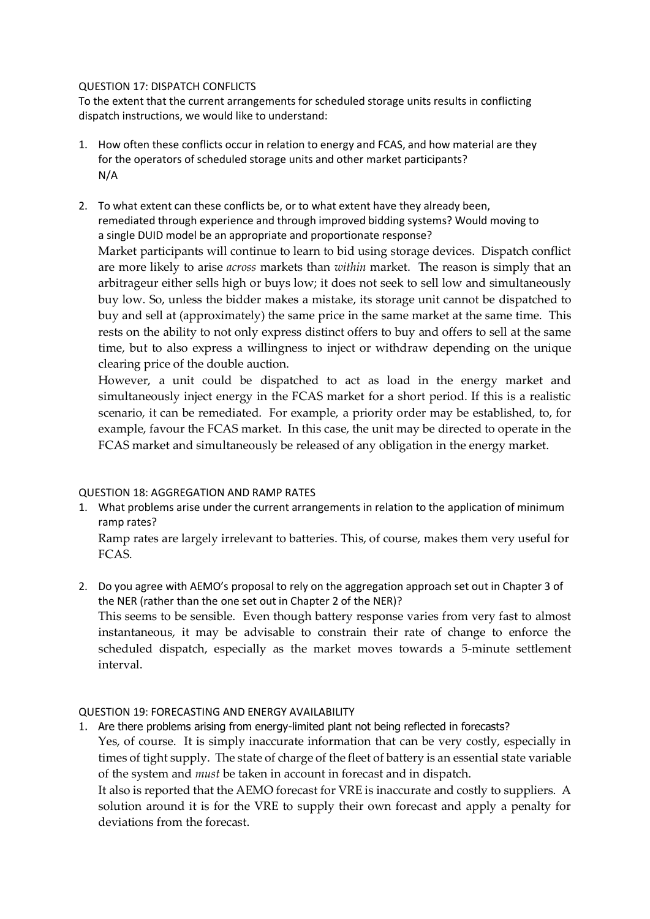QUESTION 17: DISPATCH CONFLICTS

To the extent that the current arrangements for scheduled storage units results in conflicting dispatch instructions, we would like to understand:

1. How often these conflicts occur in relation to energy and FCAS, and how material are they for the operators of scheduled storage units and other market participants?

   N/A

2. To what extent can these conflicts be, or to what extent have they already been, remediated through experience and through improved bidding systems? Would moving to a single DUID model be an appropriate and proportionate response?

   Market participants will continue to learn to bid using storage devices. Dispatch conflict are more likely to arise *across* markets than *within* market. The reason is simply that an arbitrageur either sells high or buys low; it does not seek to sell low and simultaneously buy low. So, unless the bidder makes a mistake, its storage unit cannot be dispatched to buy and sell at (approximately) the same price in the same market at the same time. This rests on the ability to not only express distinct offers to buy and offers to sell at the same time, but to also express a willingness to inject or withdraw depending on the unique clearing price of the double auction.

   However, a unit could be dispatched to act as load in the energy market and simultaneously inject energy in the FCAS market for a short period. If this is a realistic scenario, it can be remediated. For example, a priority order may be established, to, for example, favour the FCAS market. In this case, the unit may be directed to operate in the FCAS market and simultaneously be released of any obligation in the energy market.

QUESTION 18: AGGREGATION AND RAMP RATES

1. What problems arise under the current arrangements in relation to the application of minimum ramp rates?

   Ramp rates are largely irrelevant to batteries. This, of course, makes them very useful for FCAS.

2. Do you agree with AEMO's proposal to rely on the aggregation approach set out in Chapter 3 of the NER (rather than the one set out in Chapter 2 of the NER)?

   This seems to be sensible. Even though battery response varies from very fast to almost instantaneous, it may be advisable to constrain their rate of change to enforce the scheduled dispatch, especially as the market moves towards a 5-minute settlement interval.

QUESTION 19: FORECASTING AND ENERGY AVAILABILITY

1. Are there problems arising from energy-limited plant not being reflected in forecasts?

   Yes, of course. It is simply inaccurate information that can be very costly, especially in times of tight supply. The state of charge of the fleet of battery is an essential state variable of the system and *must* be taken in account in forecast and in dispatch.

   It also is reported that the AEMO forecast for VRE is inaccurate and costly to suppliers. A solution around it is for the VRE to supply their own forecast and apply a penalty for deviations from the forecast.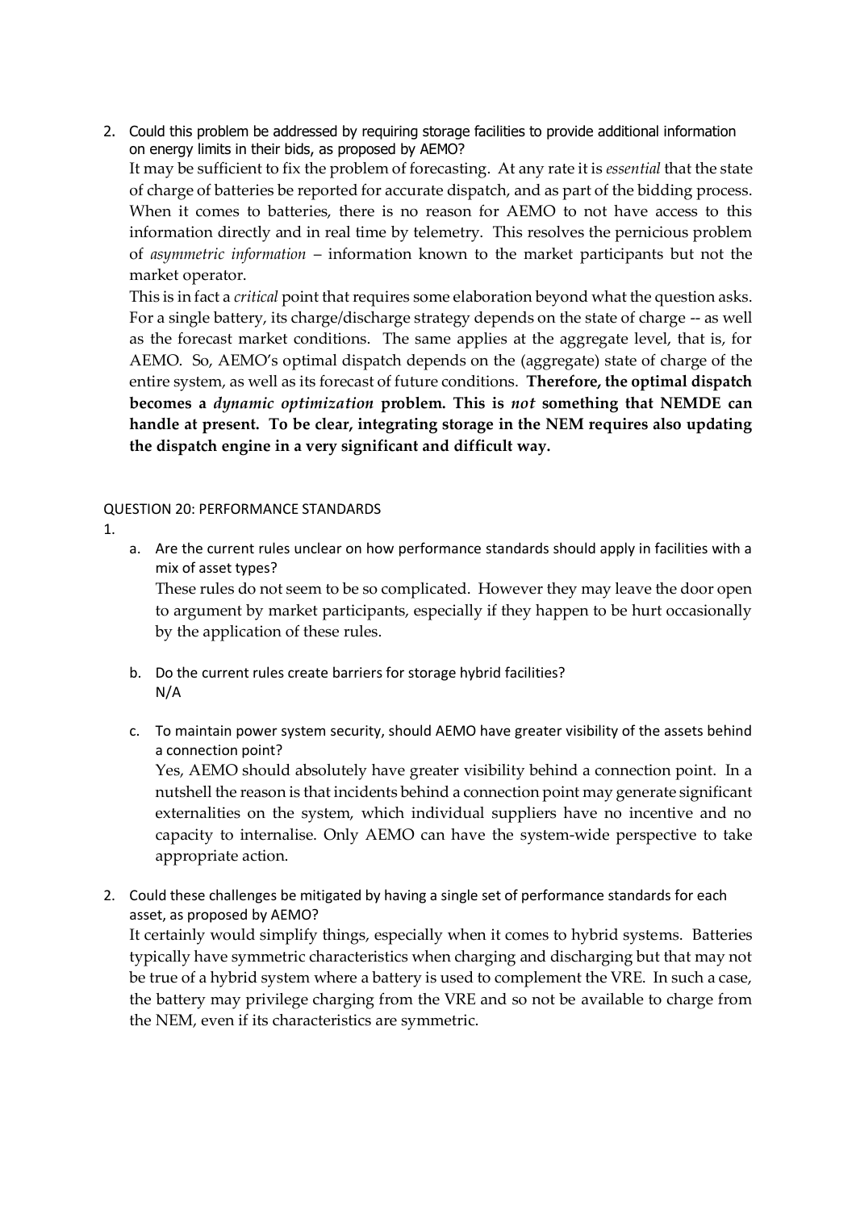2. Could this problem be addressed by requiring storage facilities to provide additional information on energy limits in their bids, as proposed by AEMO?

   It may be sufficient to fix the problem of forecasting. At any rate it is *essential* that the state of charge of batteries be reported for accurate dispatch, and as part of the bidding process. When it comes to batteries, there is no reason for AEMO to not have access to this information directly and in real time by telemetry. This resolves the pernicious problem of *asymmetric information* – information known to the market participants but not the market operator.

   This is in fact a *critical* point that requires some elaboration beyond what the question asks. For a single battery, its charge/discharge strategy depends on the state of charge -- as well as the forecast market conditions. The same applies at the aggregate level, that is, for AEMO. So, AEMO's optimal dispatch depends on the (aggregate) state of charge of the entire system, as well as its forecast of future conditions. **Therefore, the optimal dispatch becomes a *dynamic optimization* problem. This is *not* something that NEMDE can handle at present. To be clear, integrating storage in the NEM requires also updating the dispatch engine in a very significant and difficult way.**

QUESTION 20: PERFORMANCE STANDARDS

1.
   a. Are the current rules unclear on how performance standards should apply in facilities with a mix of asset types?

      These rules do not seem to be so complicated. However they may leave the door open to argument by market participants, especially if they happen to be hurt occasionally by the application of these rules.

   b. Do the current rules create barriers for storage hybrid facilities?

      N/A

   c. To maintain power system security, should AEMO have greater visibility of the assets behind a connection point?

      Yes, AEMO should absolutely have greater visibility behind a connection point. In a nutshell the reason is that incidents behind a connection point may generate significant externalities on the system, which individual suppliers have no incentive and no capacity to internalise. Only AEMO can have the system-wide perspective to take appropriate action.

2. Could these challenges be mitigated by having a single set of performance standards for each asset, as proposed by AEMO?

   It certainly would simplify things, especially when it comes to hybrid systems. Batteries typically have symmetric characteristics when charging and discharging but that may not be true of a hybrid system where a battery is used to complement the VRE. In such a case, the battery may privilege charging from the VRE and so not be available to charge from the NEM, even if its characteristics are symmetric.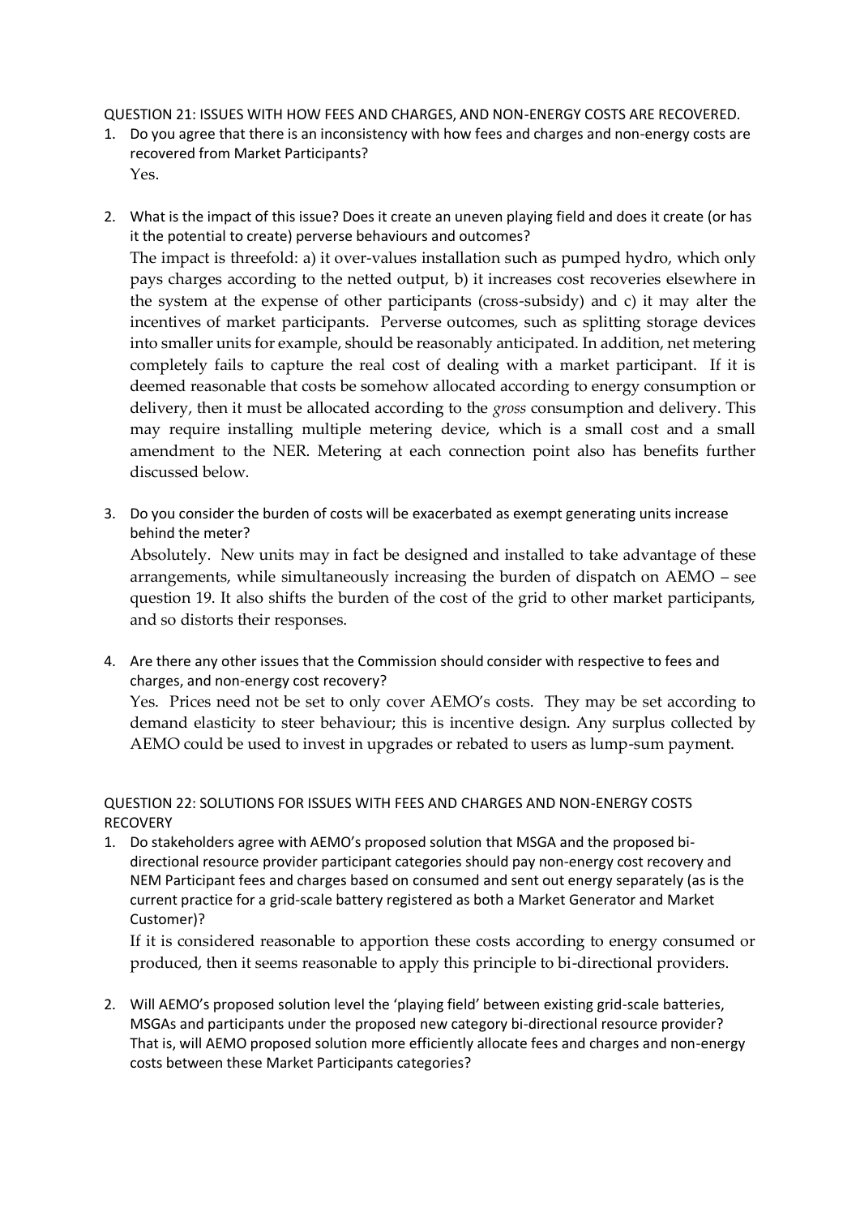QUESTION 21: ISSUES WITH HOW FEES AND CHARGES, AND NON-ENERGY COSTS ARE RECOVERED.

1. Do you agree that there is an inconsistency with how fees and charges and non-energy costs are recovered from Market Participants?

   Yes.

2. What is the impact of this issue? Does it create an uneven playing field and does it create (or has it the potential to create) perverse behaviours and outcomes?

   The impact is threefold: a) it over-values installation such as pumped hydro, which only pays charges according to the netted output, b) it increases cost recoveries elsewhere in the system at the expense of other participants (cross-subsidy) and c) it may alter the incentives of market participants. Perverse outcomes, such as splitting storage devices into smaller units for example, should be reasonably anticipated. In addition, net metering completely fails to capture the real cost of dealing with a market participant. If it is deemed reasonable that costs be somehow allocated according to energy consumption or delivery, then it must be allocated according to the *gross* consumption and delivery. This may require installing multiple metering device, which is a small cost and a small amendment to the NER. Metering at each connection point also has benefits further discussed below.

3. Do you consider the burden of costs will be exacerbated as exempt generating units increase behind the meter?

   Absolutely. New units may in fact be designed and installed to take advantage of these arrangements, while simultaneously increasing the burden of dispatch on AEMO – see question 19. It also shifts the burden of the cost of the grid to other market participants, and so distorts their responses.

4. Are there any other issues that the Commission should consider with respective to fees and charges, and non-energy cost recovery?

   Yes. Prices need not be set to only cover AEMO's costs. They may be set according to demand elasticity to steer behaviour; this is incentive design. Any surplus collected by AEMO could be used to invest in upgrades or rebated to users as lump-sum payment.

QUESTION 22: SOLUTIONS FOR ISSUES WITH FEES AND CHARGES AND NON-ENERGY COSTS RECOVERY

1. Do stakeholders agree with AEMO's proposed solution that MSGA and the proposed bi-directional resource provider participant categories should pay non-energy cost recovery and NEM Participant fees and charges based on consumed and sent out energy separately (as is the current practice for a grid-scale battery registered as both a Market Generator and Market Customer)?

   If it is considered reasonable to apportion these costs according to energy consumed or produced, then it seems reasonable to apply this principle to bi-directional providers.

2. Will AEMO's proposed solution level the 'playing field' between existing grid-scale batteries, MSGAs and participants under the proposed new category bi-directional resource provider? That is, will AEMO proposed solution more efficiently allocate fees and charges and non-energy costs between these Market Participants categories?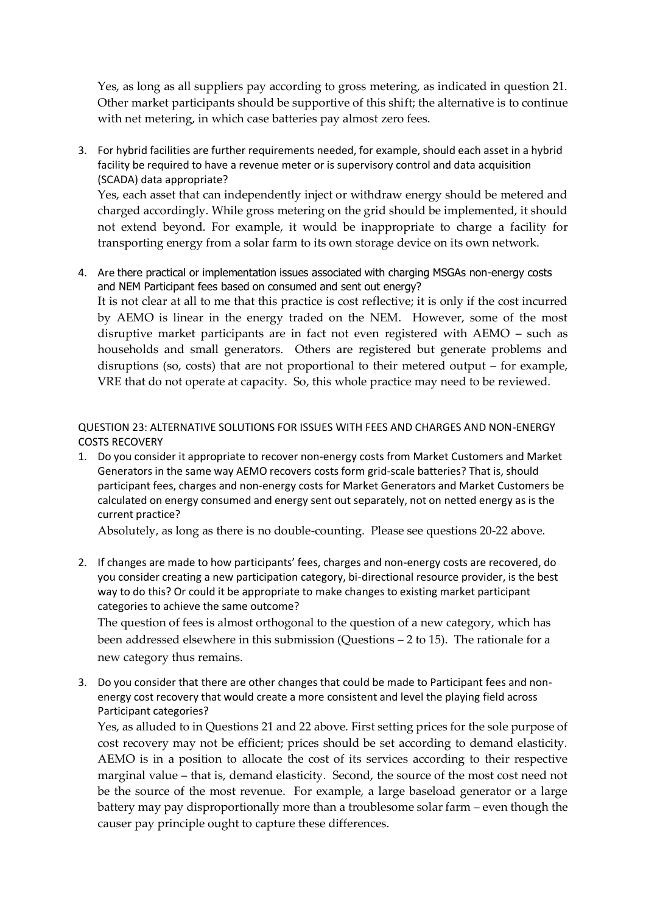Yes, as long as all suppliers pay according to gross metering, as indicated in question 21. Other market participants should be supportive of this shift; the alternative is to continue with net metering, in which case batteries pay almost zero fees.

3. For hybrid facilities are further requirements needed, for example, should each asset in a hybrid facility be required to have a revenue meter or is supervisory control and data acquisition (SCADA) data appropriate?

   Yes, each asset that can independently inject or withdraw energy should be metered and charged accordingly. While gross metering on the grid should be implemented, it should not extend beyond. For example, it would be inappropriate to charge a facility for transporting energy from a solar farm to its own storage device on its own network.

4. Are there practical or implementation issues associated with charging MSGAs non-energy costs and NEM Participant fees based on consumed and sent out energy?

   It is not clear at all to me that this practice is cost reflective; it is only if the cost incurred by AEMO is linear in the energy traded on the NEM. However, some of the most disruptive market participants are in fact not even registered with AEMO – such as households and small generators. Others are registered but generate problems and disruptions (so, costs) that are not proportional to their metered output – for example, VRE that do not operate at capacity. So, this whole practice may need to be reviewed.

QUESTION 23: ALTERNATIVE SOLUTIONS FOR ISSUES WITH FEES AND CHARGES AND NON-ENERGY COSTS RECOVERY

1. Do you consider it appropriate to recover non-energy costs from Market Customers and Market Generators in the same way AEMO recovers costs form grid-scale batteries? That is, should participant fees, charges and non-energy costs for Market Generators and Market Customers be calculated on energy consumed and energy sent out separately, not on netted energy as is the current practice?

   Absolutely, as long as there is no double-counting. Please see questions 20-22 above.

2. If changes are made to how participants' fees, charges and non-energy costs are recovered, do you consider creating a new participation category, bi-directional resource provider, is the best way to do this? Or could it be appropriate to make changes to existing market participant categories to achieve the same outcome?

   The question of fees is almost orthogonal to the question of a new category, which has been addressed elsewhere in this submission (Questions – 2 to 15). The rationale for a new category thus remains.

3. Do you consider that there are other changes that could be made to Participant fees and non-energy cost recovery that would create a more consistent and level the playing field across Participant categories?

   Yes, as alluded to in Questions 21 and 22 above. First setting prices for the sole purpose of cost recovery may not be efficient; prices should be set according to demand elasticity. AEMO is in a position to allocate the cost of its services according to their respective marginal value – that is, demand elasticity. Second, the source of the most cost need not be the source of the most revenue. For example, a large baseload generator or a large battery may pay disproportionally more than a troublesome solar farm – even though the causer pay principle ought to capture these differences.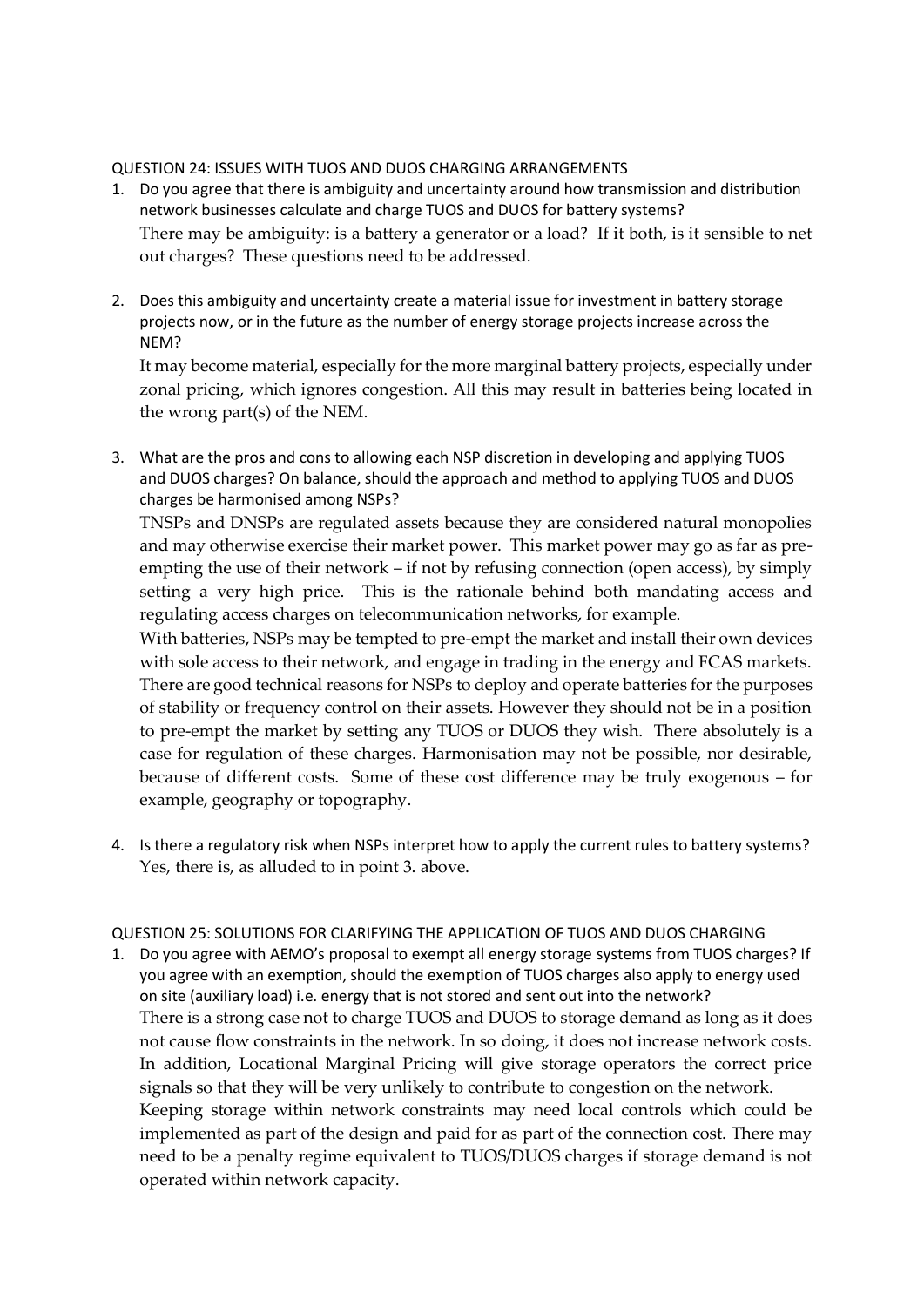QUESTION 24: ISSUES WITH TUOS AND DUOS CHARGING ARRANGEMENTS

1. Do you agree that there is ambiguity and uncertainty around how transmission and distribution network businesses calculate and charge TUOS and DUOS for battery systems?

   There may be ambiguity: is a battery a generator or a load? If it both, is it sensible to net out charges? These questions need to be addressed.

2. Does this ambiguity and uncertainty create a material issue for investment in battery storage projects now, or in the future as the number of energy storage projects increase across the NEM?

   It may become material, especially for the more marginal battery projects, especially under zonal pricing, which ignores congestion. All this may result in batteries being located in the wrong part(s) of the NEM.

3. What are the pros and cons to allowing each NSP discretion in developing and applying TUOS and DUOS charges? On balance, should the approach and method to applying TUOS and DUOS charges be harmonised among NSPs?

   TNSPs and DNSPs are regulated assets because they are considered natural monopolies and may otherwise exercise their market power. This market power may go as far as pre-empting the use of their network – if not by refusing connection (open access), by simply setting a very high price. This is the rationale behind both mandating access and regulating access charges on telecommunication networks, for example.

   With batteries, NSPs may be tempted to pre-empt the market and install their own devices with sole access to their network, and engage in trading in the energy and FCAS markets. There are good technical reasons for NSPs to deploy and operate batteries for the purposes of stability or frequency control on their assets. However they should not be in a position to pre-empt the market by setting any TUOS or DUOS they wish. There absolutely is a case for regulation of these charges. Harmonisation may not be possible, nor desirable, because of different costs. Some of these cost difference may be truly exogenous – for example, geography or topography.

4. Is there a regulatory risk when NSPs interpret how to apply the current rules to battery systems?

   Yes, there is, as alluded to in point 3. above.

QUESTION 25: SOLUTIONS FOR CLARIFYING THE APPLICATION OF TUOS AND DUOS CHARGING

1. Do you agree with AEMO's proposal to exempt all energy storage systems from TUOS charges? If you agree with an exemption, should the exemption of TUOS charges also apply to energy used on site (auxiliary load) i.e. energy that is not stored and sent out into the network?

   There is a strong case not to charge TUOS and DUOS to storage demand as long as it does not cause flow constraints in the network. In so doing, it does not increase network costs. In addition, Locational Marginal Pricing will give storage operators the correct price signals so that they will be very unlikely to contribute to congestion on the network.

   Keeping storage within network constraints may need local controls which could be implemented as part of the design and paid for as part of the connection cost. There may need to be a penalty regime equivalent to TUOS/DUOS charges if storage demand is not operated within network capacity.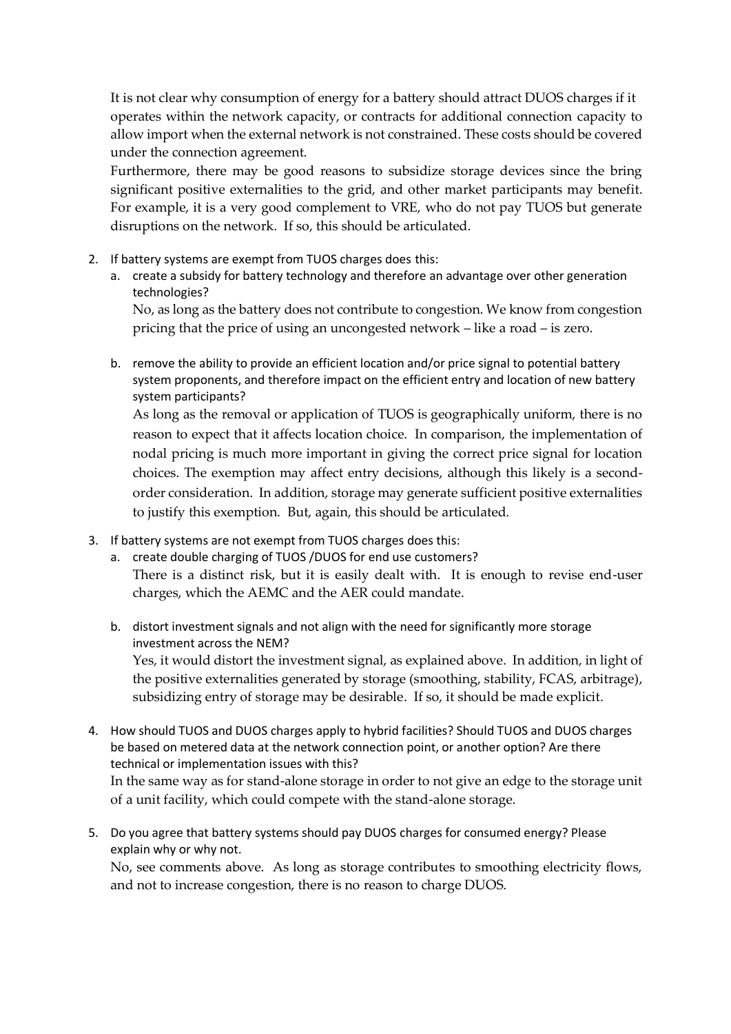It is not clear why consumption of energy for a battery should attract DUOS charges if it operates within the network capacity, or contracts for additional connection capacity to allow import when the external network is not constrained. These costs should be covered under the connection agreement.

Furthermore, there may be good reasons to subsidize storage devices since the bring significant positive externalities to the grid, and other market participants may benefit. For example, it is a very good complement to VRE, who do not pay TUOS but generate disruptions on the network. If so, this should be articulated.

2. If battery systems are exempt from TUOS charges does this:
   a. create a subsidy for battery technology and therefore an advantage over other generation technologies?

      No, as long as the battery does not contribute to congestion. We know from congestion pricing that the price of using an uncongested network – like a road – is zero.

   b. remove the ability to provide an efficient location and/or price signal to potential battery system proponents, and therefore impact on the efficient entry and location of new battery system participants?

      As long as the removal or application of TUOS is geographically uniform, there is no reason to expect that it affects location choice. In comparison, the implementation of nodal pricing is much more important in giving the correct price signal for location choices. The exemption may affect entry decisions, although this likely is a second-order consideration. In addition, storage may generate sufficient positive externalities to justify this exemption. But, again, this should be articulated.

3. If battery systems are not exempt from TUOS charges does this:
   a. create double charging of TUOS /DUOS for end use customers?

      There is a distinct risk, but it is easily dealt with. It is enough to revise end-user charges, which the AEMC and the AER could mandate.

   b. distort investment signals and not align with the need for significantly more storage investment across the NEM?

      Yes, it would distort the investment signal, as explained above. In addition, in light of the positive externalities generated by storage (smoothing, stability, FCAS, arbitrage), subsidizing entry of storage may be desirable. If so, it should be made explicit.

4. How should TUOS and DUOS charges apply to hybrid facilities? Should TUOS and DUOS charges be based on metered data at the network connection point, or another option? Are there technical or implementation issues with this?

   In the same way as for stand-alone storage in order to not give an edge to the storage unit of a unit facility, which could compete with the stand-alone storage.

5. Do you agree that battery systems should pay DUOS charges for consumed energy? Please explain why or why not.

   No, see comments above. As long as storage contributes to smoothing electricity flows, and not to increase congestion, there is no reason to charge DUOS.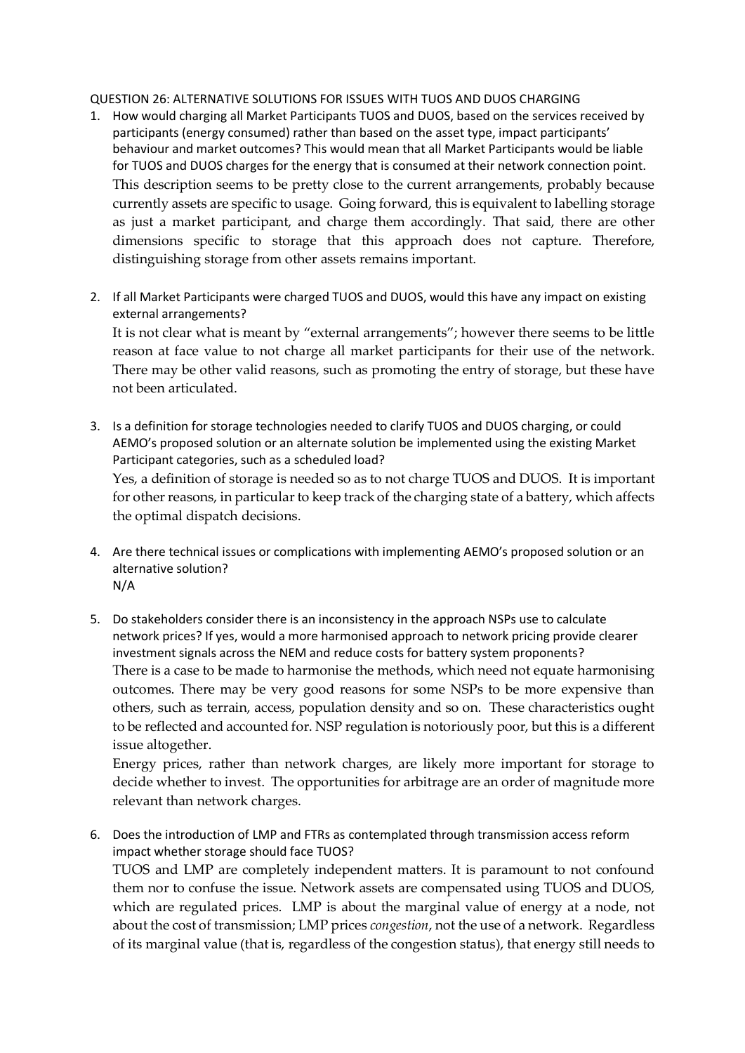QUESTION 26: ALTERNATIVE SOLUTIONS FOR ISSUES WITH TUOS AND DUOS CHARGING

1. How would charging all Market Participants TUOS and DUOS, based on the services received by participants (energy consumed) rather than based on the asset type, impact participants' behaviour and market outcomes? This would mean that all Market Participants would be liable for TUOS and DUOS charges for the energy that is consumed at their network connection point.

   This description seems to be pretty close to the current arrangements, probably because currently assets are specific to usage. Going forward, this is equivalent to labelling storage as just a market participant, and charge them accordingly. That said, there are other dimensions specific to storage that this approach does not capture. Therefore, distinguishing storage from other assets remains important.

2. If all Market Participants were charged TUOS and DUOS, would this have any impact on existing external arrangements?

   It is not clear what is meant by "external arrangements"; however there seems to be little reason at face value to not charge all market participants for their use of the network. There may be other valid reasons, such as promoting the entry of storage, but these have not been articulated.

3. Is a definition for storage technologies needed to clarify TUOS and DUOS charging, or could AEMO's proposed solution or an alternate solution be implemented using the existing Market Participant categories, such as a scheduled load?

   Yes, a definition of storage is needed so as to not charge TUOS and DUOS. It is important for other reasons, in particular to keep track of the charging state of a battery, which affects the optimal dispatch decisions.

4. Are there technical issues or complications with implementing AEMO's proposed solution or an alternative solution?

   N/A

5. Do stakeholders consider there is an inconsistency in the approach NSPs use to calculate network prices? If yes, would a more harmonised approach to network pricing provide clearer investment signals across the NEM and reduce costs for battery system proponents?

   There is a case to be made to harmonise the methods, which need not equate harmonising outcomes. There may be very good reasons for some NSPs to be more expensive than others, such as terrain, access, population density and so on. These characteristics ought to be reflected and accounted for. NSP regulation is notoriously poor, but this is a different issue altogether.

   Energy prices, rather than network charges, are likely more important for storage to decide whether to invest. The opportunities for arbitrage are an order of magnitude more relevant than network charges.

6. Does the introduction of LMP and FTRs as contemplated through transmission access reform impact whether storage should face TUOS?

   TUOS and LMP are completely independent matters. It is paramount to not confound them nor to confuse the issue. Network assets are compensated using TUOS and DUOS, which are regulated prices. LMP is about the marginal value of energy at a node, not about the cost of transmission; LMP prices *congestion*, not the use of a network. Regardless of its marginal value (that is, regardless of the congestion status), that energy still needs to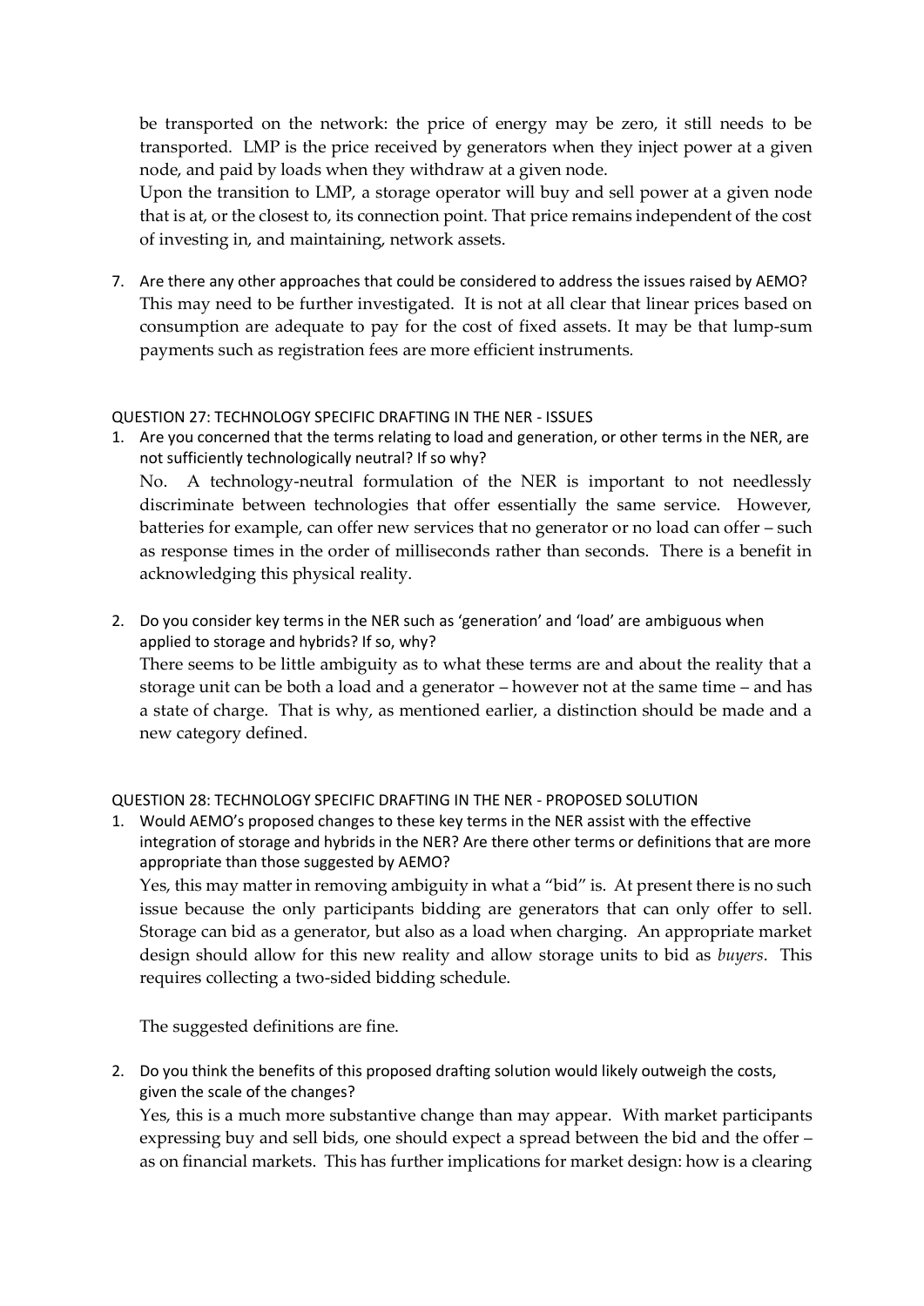be transported on the network: the price of energy may be zero, it still needs to be transported. LMP is the price received by generators when they inject power at a given node, and paid by loads when they withdraw at a given node.

Upon the transition to LMP, a storage operator will buy and sell power at a given node that is at, or the closest to, its connection point. That price remains independent of the cost of investing in, and maintaining, network assets.

7. Are there any other approaches that could be considered to address the issues raised by AEMO?

   This may need to be further investigated. It is not at all clear that linear prices based on consumption are adequate to pay for the cost of fixed assets. It may be that lump-sum payments such as registration fees are more efficient instruments.

QUESTION 27: TECHNOLOGY SPECIFIC DRAFTING IN THE NER - ISSUES

1. Are you concerned that the terms relating to load and generation, or other terms in the NER, are not sufficiently technologically neutral? If so why?

   No. A technology-neutral formulation of the NER is important to not needlessly discriminate between technologies that offer essentially the same service. However, batteries for example, can offer new services that no generator or no load can offer – such as response times in the order of milliseconds rather than seconds. There is a benefit in acknowledging this physical reality.

2. Do you consider key terms in the NER such as 'generation' and 'load' are ambiguous when applied to storage and hybrids? If so, why?

   There seems to be little ambiguity as to what these terms are and about the reality that a storage unit can be both a load and a generator – however not at the same time – and has a state of charge. That is why, as mentioned earlier, a distinction should be made and a new category defined.

QUESTION 28: TECHNOLOGY SPECIFIC DRAFTING IN THE NER - PROPOSED SOLUTION

1. Would AEMO's proposed changes to these key terms in the NER assist with the effective integration of storage and hybrids in the NER? Are there other terms or definitions that are more appropriate than those suggested by AEMO?

   Yes, this may matter in removing ambiguity in what a "bid" is. At present there is no such issue because the only participants bidding are generators that can only offer to sell. Storage can bid as a generator, but also as a load when charging. An appropriate market design should allow for this new reality and allow storage units to bid as *buyers*. This requires collecting a two-sided bidding schedule.

   The suggested definitions are fine.

2. Do you think the benefits of this proposed drafting solution would likely outweigh the costs, given the scale of the changes?

   Yes, this is a much more substantive change than may appear. With market participants expressing buy and sell bids, one should expect a spread between the bid and the offer – as on financial markets. This has further implications for market design: how is a clearing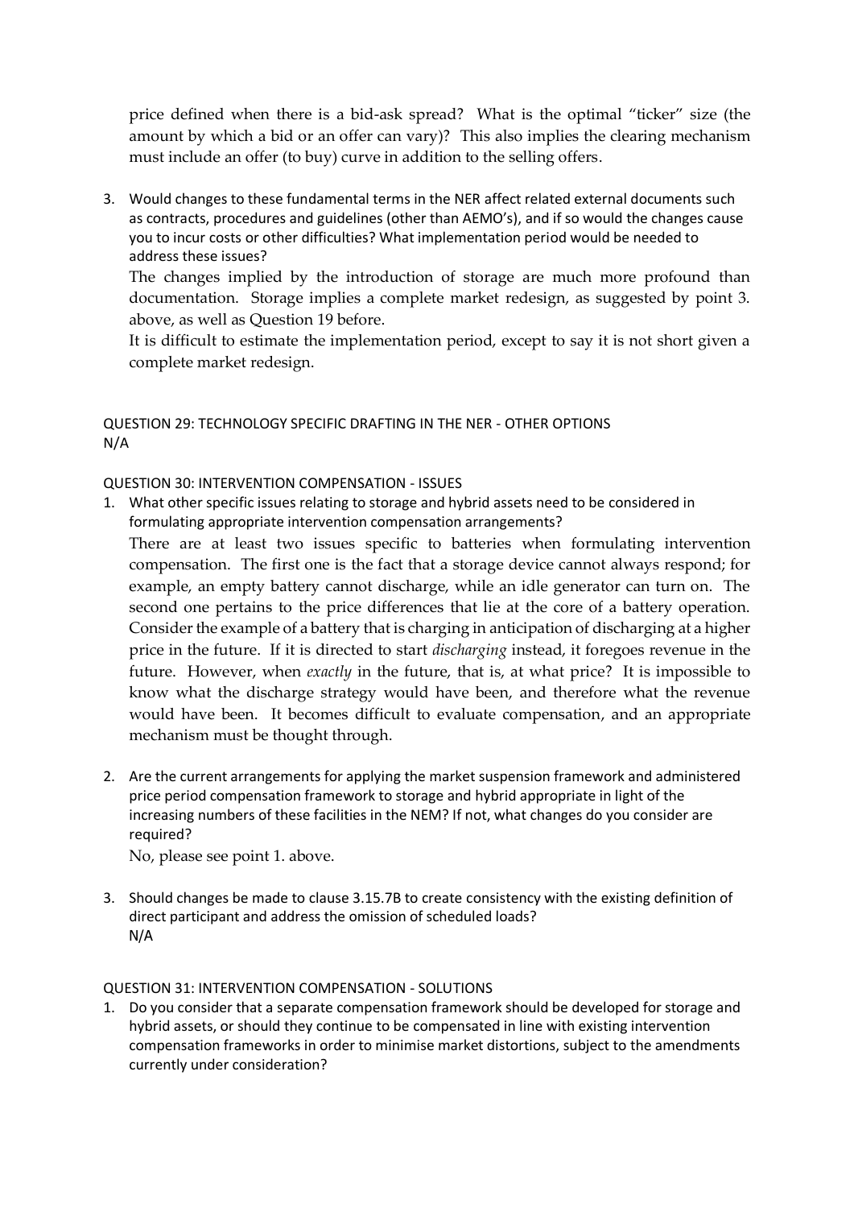price defined when there is a bid-ask spread? What is the optimal "ticker" size (the amount by which a bid or an offer can vary)? This also implies the clearing mechanism must include an offer (to buy) curve in addition to the selling offers.

3. Would changes to these fundamental terms in the NER affect related external documents such as contracts, procedures and guidelines (other than AEMO's), and if so would the changes cause you to incur costs or other difficulties? What implementation period would be needed to address these issues?

   The changes implied by the introduction of storage are much more profound than documentation. Storage implies a complete market redesign, as suggested by point 3. above, as well as Question 19 before.

   It is difficult to estimate the implementation period, except to say it is not short given a complete market redesign.

QUESTION 29: TECHNOLOGY SPECIFIC DRAFTING IN THE NER - OTHER OPTIONS

N/A

QUESTION 30: INTERVENTION COMPENSATION - ISSUES

1. What other specific issues relating to storage and hybrid assets need to be considered in formulating appropriate intervention compensation arrangements?

   There are at least two issues specific to batteries when formulating intervention compensation. The first one is the fact that a storage device cannot always respond; for example, an empty battery cannot discharge, while an idle generator can turn on. The second one pertains to the price differences that lie at the core of a battery operation. Consider the example of a battery that is charging in anticipation of discharging at a higher price in the future. If it is directed to start *discharging* instead, it foregoes revenue in the future. However, when *exactly* in the future, that is, at what price? It is impossible to know what the discharge strategy would have been, and therefore what the revenue would have been. It becomes difficult to evaluate compensation, and an appropriate mechanism must be thought through.

2. Are the current arrangements for applying the market suspension framework and administered price period compensation framework to storage and hybrid appropriate in light of the increasing numbers of these facilities in the NEM? If not, what changes do you consider are required?

   No, please see point 1. above.

3. Should changes be made to clause 3.15.7B to create consistency with the existing definition of direct participant and address the omission of scheduled loads?

   N/A

QUESTION 31: INTERVENTION COMPENSATION - SOLUTIONS

1. Do you consider that a separate compensation framework should be developed for storage and hybrid assets, or should they continue to be compensated in line with existing intervention compensation frameworks in order to minimise market distortions, subject to the amendments currently under consideration?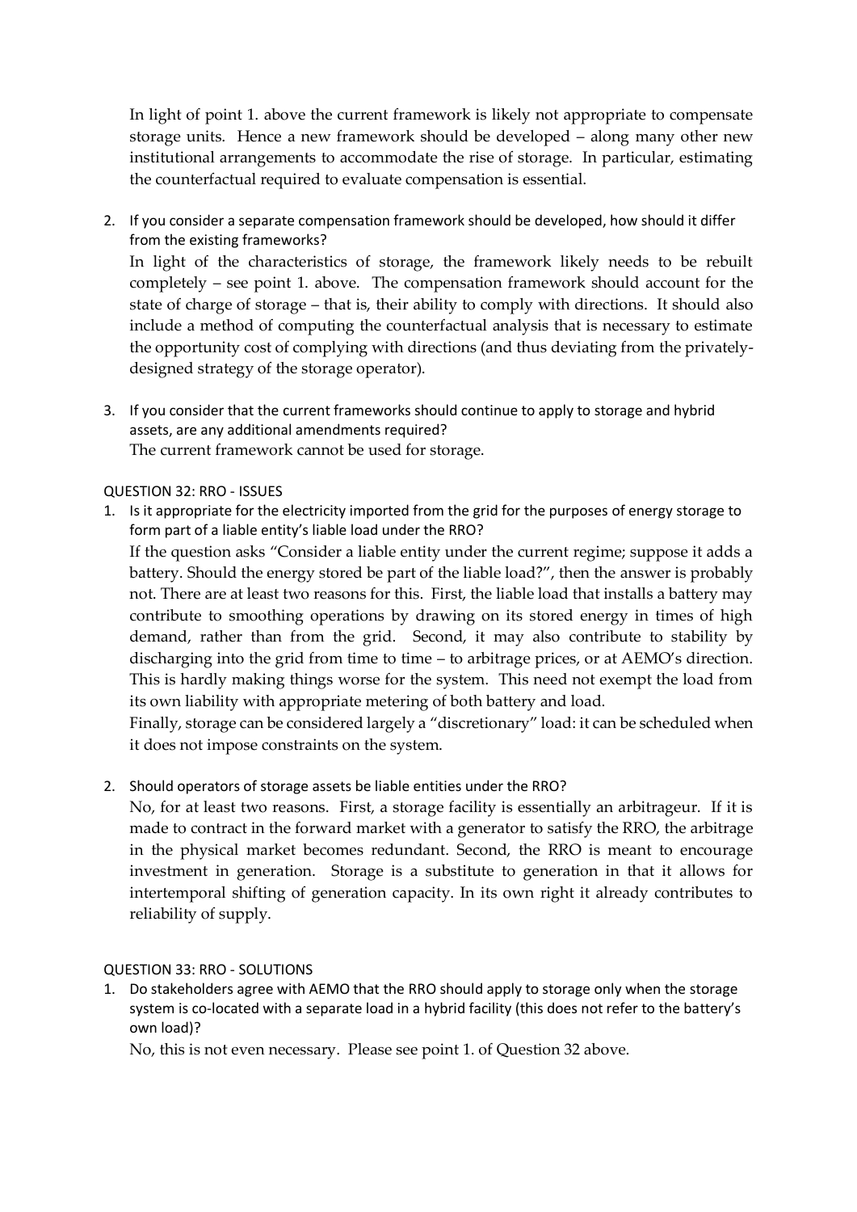In light of point 1. above the current framework is likely not appropriate to compensate storage units. Hence a new framework should be developed – along many other new institutional arrangements to accommodate the rise of storage. In particular, estimating the counterfactual required to evaluate compensation is essential.

2. If you consider a separate compensation framework should be developed, how should it differ from the existing frameworks?

   In light of the characteristics of storage, the framework likely needs to be rebuilt completely – see point 1. above. The compensation framework should account for the state of charge of storage – that is, their ability to comply with directions. It should also include a method of computing the counterfactual analysis that is necessary to estimate the opportunity cost of complying with directions (and thus deviating from the privately-designed strategy of the storage operator).

3. If you consider that the current frameworks should continue to apply to storage and hybrid assets, are any additional amendments required?

   The current framework cannot be used for storage.

QUESTION 32: RRO - ISSUES

1. Is it appropriate for the electricity imported from the grid for the purposes of energy storage to form part of a liable entity's liable load under the RRO?

   If the question asks "Consider a liable entity under the current regime; suppose it adds a battery. Should the energy stored be part of the liable load?", then the answer is probably not. There are at least two reasons for this. First, the liable load that installs a battery may contribute to smoothing operations by drawing on its stored energy in times of high demand, rather than from the grid. Second, it may also contribute to stability by discharging into the grid from time to time – to arbitrage prices, or at AEMO's direction. This is hardly making things worse for the system. This need not exempt the load from its own liability with appropriate metering of both battery and load.

   Finally, storage can be considered largely a "discretionary" load: it can be scheduled when it does not impose constraints on the system.

2. Should operators of storage assets be liable entities under the RRO?

   No, for at least two reasons. First, a storage facility is essentially an arbitrageur. If it is made to contract in the forward market with a generator to satisfy the RRO, the arbitrage in the physical market becomes redundant. Second, the RRO is meant to encourage investment in generation. Storage is a substitute to generation in that it allows for intertemporal shifting of generation capacity. In its own right it already contributes to reliability of supply.

QUESTION 33: RRO - SOLUTIONS

1. Do stakeholders agree with AEMO that the RRO should apply to storage only when the storage system is co-located with a separate load in a hybrid facility (this does not refer to the battery's own load)?

   No, this is not even necessary. Please see point 1. of Question 32 above.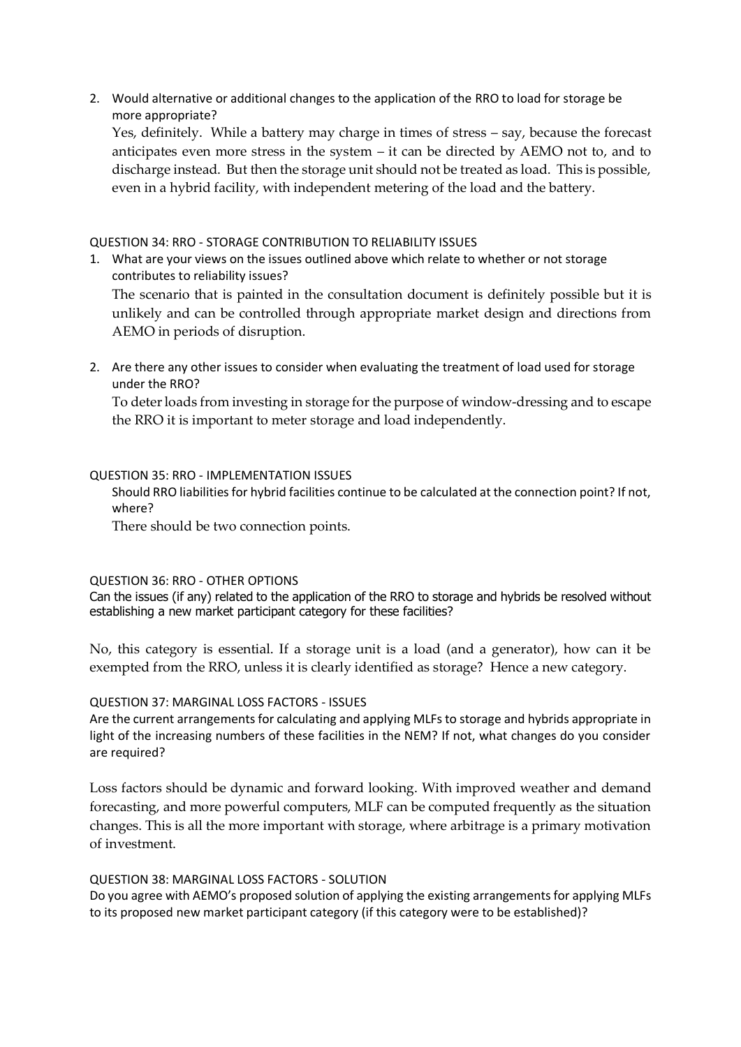2. Would alternative or additional changes to the application of the RRO to load for storage be more appropriate?

   Yes, definitely. While a battery may charge in times of stress – say, because the forecast anticipates even more stress in the system – it can be directed by AEMO not to, and to discharge instead. But then the storage unit should not be treated as load. This is possible, even in a hybrid facility, with independent metering of the load and the battery.

QUESTION 34: RRO - STORAGE CONTRIBUTION TO RELIABILITY ISSUES

1. What are your views on the issues outlined above which relate to whether or not storage contributes to reliability issues?

   The scenario that is painted in the consultation document is definitely possible but it is unlikely and can be controlled through appropriate market design and directions from AEMO in periods of disruption.

2. Are there any other issues to consider when evaluating the treatment of load used for storage under the RRO?

   To deter loads from investing in storage for the purpose of window-dressing and to escape the RRO it is important to meter storage and load independently.

QUESTION 35: RRO - IMPLEMENTATION ISSUES

Should RRO liabilities for hybrid facilities continue to be calculated at the connection point? If not, where?

There should be two connection points.

QUESTION 36: RRO - OTHER OPTIONS

Can the issues (if any) related to the application of the RRO to storage and hybrids be resolved without establishing a new market participant category for these facilities?

No, this category is essential. If a storage unit is a load (and a generator), how can it be exempted from the RRO, unless it is clearly identified as storage? Hence a new category.

QUESTION 37: MARGINAL LOSS FACTORS - ISSUES

Are the current arrangements for calculating and applying MLFs to storage and hybrids appropriate in light of the increasing numbers of these facilities in the NEM? If not, what changes do you consider are required?

Loss factors should be dynamic and forward looking. With improved weather and demand forecasting, and more powerful computers, MLF can be computed frequently as the situation changes. This is all the more important with storage, where arbitrage is a primary motivation of investment.

QUESTION 38: MARGINAL LOSS FACTORS - SOLUTION

Do you agree with AEMO's proposed solution of applying the existing arrangements for applying MLFs to its proposed new market participant category (if this category were to be established)?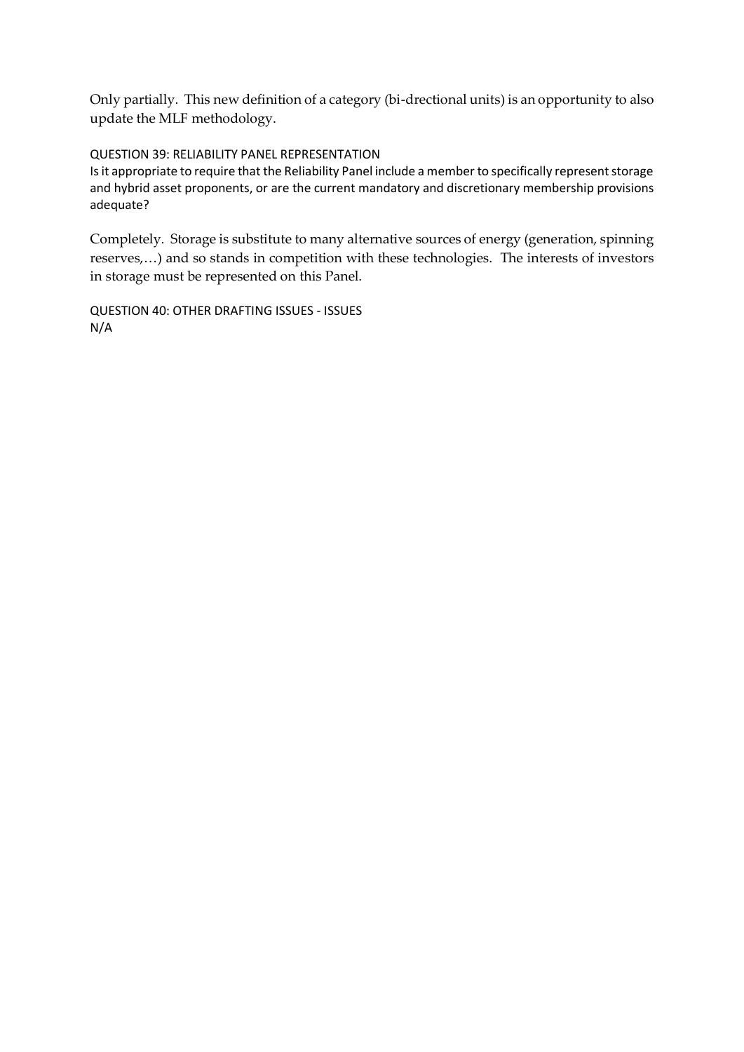Only partially. This new definition of a category (bi-drectional units) is an opportunity to also update the MLF methodology.

QUESTION 39: RELIABILITY PANEL REPRESENTATION

Is it appropriate to require that the Reliability Panel include a member to specifically represent storage and hybrid asset proponents, or are the current mandatory and discretionary membership provisions adequate?

Completely. Storage is substitute to many alternative sources of energy (generation, spinning reserves,…) and so stands in competition with these technologies. The interests of investors in storage must be represented on this Panel.

QUESTION 40: OTHER DRAFTING ISSUES - ISSUES

N/A